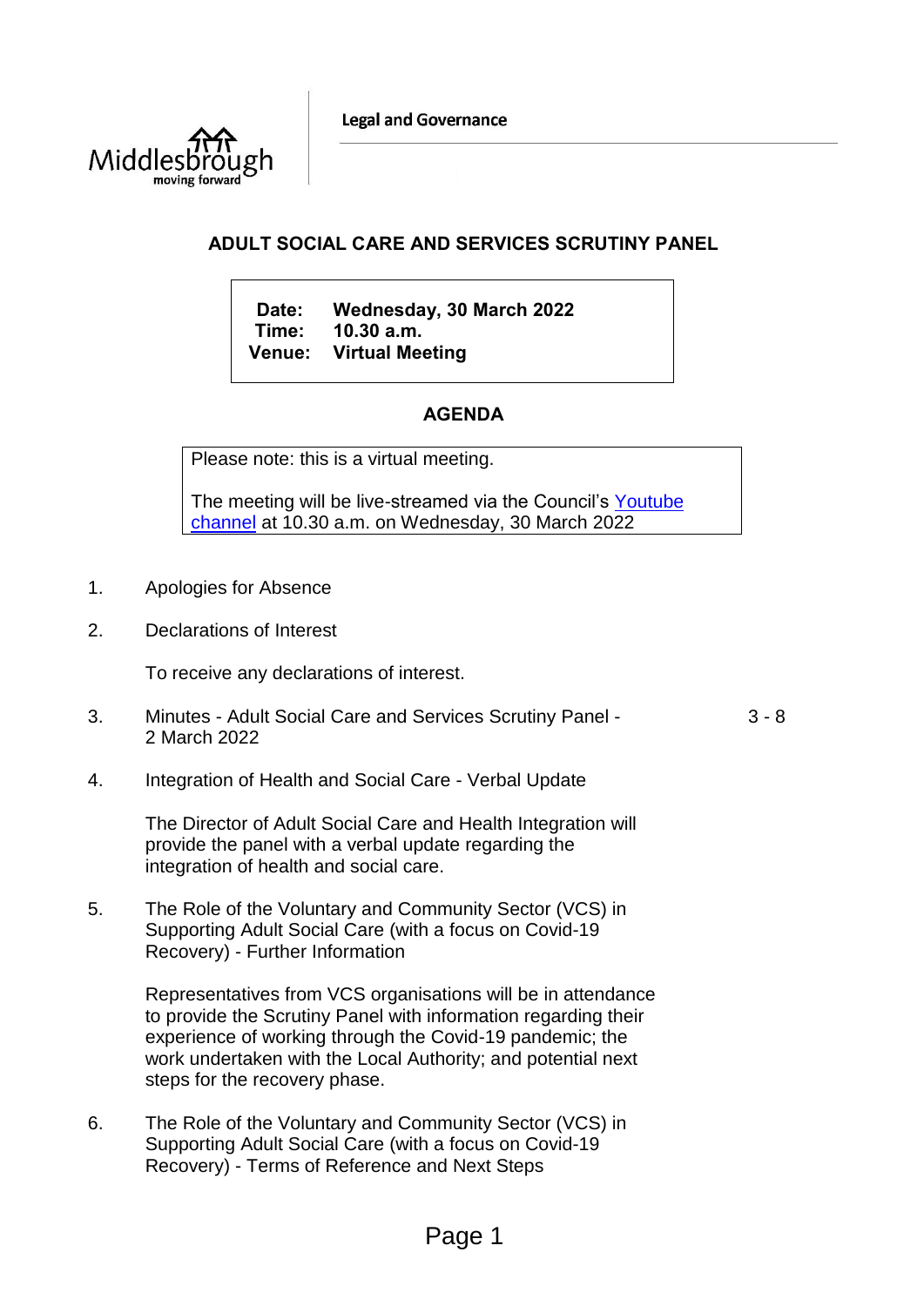Legal and Governance

# ADULT SOCIAL CARE AND SERVICES SCRUTINY PANEL

**Date:** Wednesday, 30 March 2022
**Time:** 10.30 a.m.
**Venue:** Virtual Meeting

## AGENDA

Please note: this is a virtual meeting.

The meeting will be live-streamed via the Council's [Youtube channel]() at 10.30 a.m. on Wednesday, 30 March 2022

1. Apologies for Absence

2. Declarations of Interest

   To receive any declarations of interest.

3. Minutes - Adult Social Care and Services Scrutiny Panel - 2 March 2022 — 3 - 8

4. Integration of Health and Social Care - Verbal Update

   The Director of Adult Social Care and Health Integration will provide the panel with a verbal update regarding the integration of health and social care.

5. The Role of the Voluntary and Community Sector (VCS) in Supporting Adult Social Care (with a focus on Covid-19 Recovery) - Further Information

   Representatives from VCS organisations will be in attendance to provide the Scrutiny Panel with information regarding their experience of working through the Covid-19 pandemic; the work undertaken with the Local Authority; and potential next steps for the recovery phase.

6. The Role of the Voluntary and Community Sector (VCS) in Supporting Adult Social Care (with a focus on Covid-19 Recovery) - Terms of Reference and Next Steps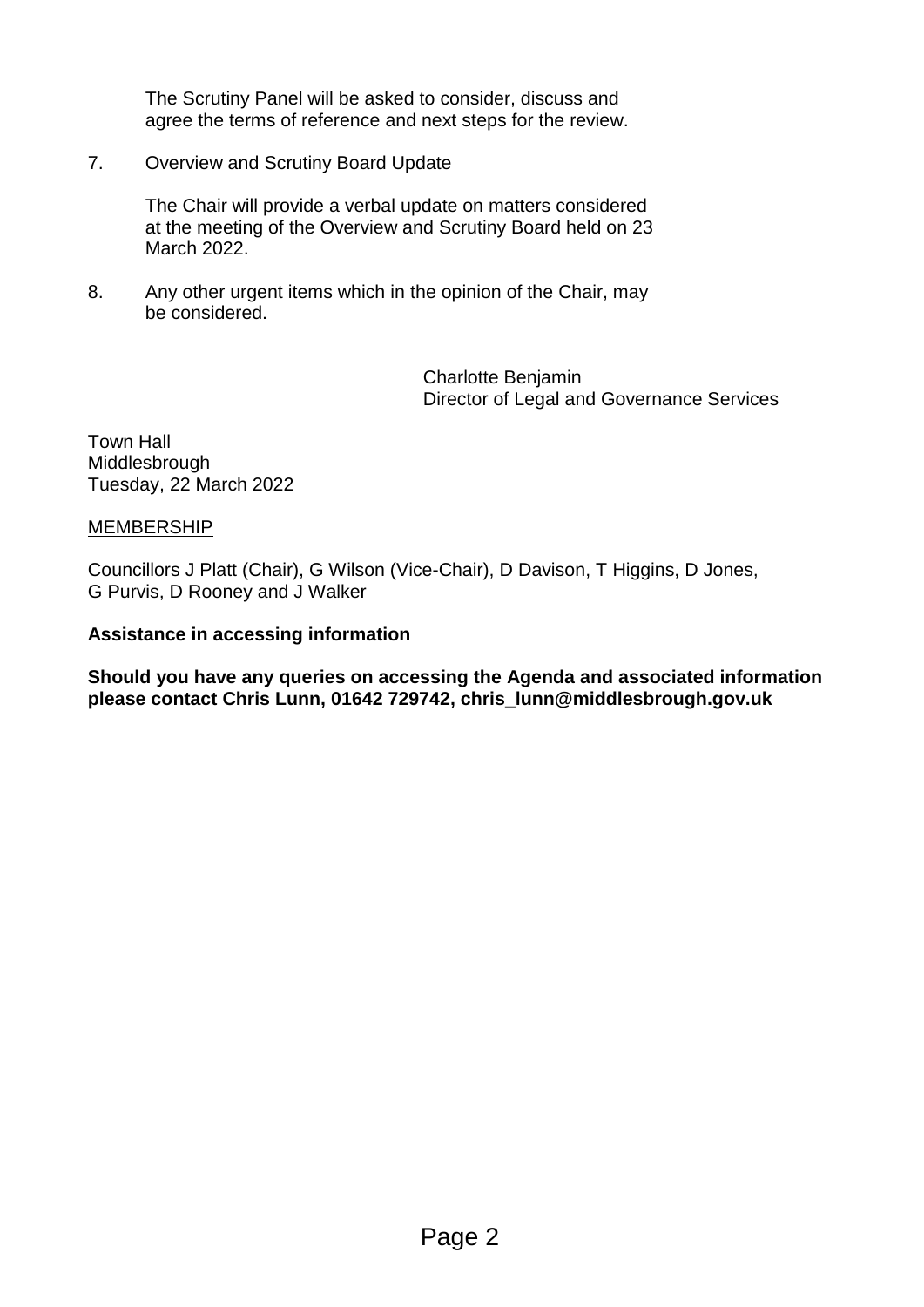The Scrutiny Panel will be asked to consider, discuss and agree the terms of reference and next steps for the review.

7. Overview and Scrutiny Board Update

   The Chair will provide a verbal update on matters considered at the meeting of the Overview and Scrutiny Board held on 23 March 2022.

8. Any other urgent items which in the opinion of the Chair, may be considered.

Charlotte Benjamin
Director of Legal and Governance Services

Town Hall
Middlesbrough
Tuesday, 22 March 2022

MEMBERSHIP

Councillors J Platt (Chair), G Wilson (Vice-Chair), D Davison, T Higgins, D Jones, G Purvis, D Rooney and J Walker

**Assistance in accessing information**

**Should you have any queries on accessing the Agenda and associated information please contact Chris Lunn, 01642 729742, chris_lunn@middlesbrough.gov.uk**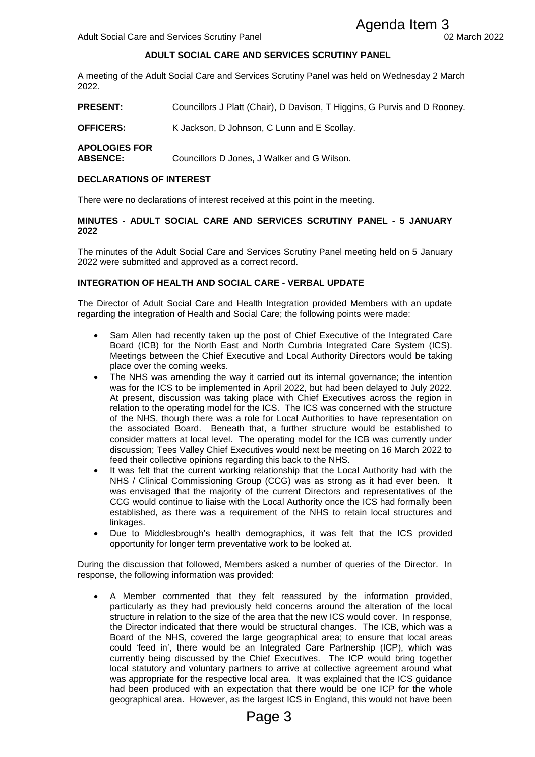## ADULT SOCIAL CARE AND SERVICES SCRUTINY PANEL

A meeting of the Adult Social Care and Services Scrutiny Panel was held on Wednesday 2 March 2022.

**PRESENT:** Councillors J Platt (Chair), D Davison, T Higgins, G Purvis and D Rooney.

**OFFICERS:** K Jackson, D Johnson, C Lunn and E Scollay.

**APOLOGIES FOR ABSENCE:** Councillors D Jones, J Walker and G Wilson.

### DECLARATIONS OF INTEREST

There were no declarations of interest received at this point in the meeting.

### MINUTES - ADULT SOCIAL CARE AND SERVICES SCRUTINY PANEL - 5 JANUARY 2022

The minutes of the Adult Social Care and Services Scrutiny Panel meeting held on 5 January 2022 were submitted and approved as a correct record.

### INTEGRATION OF HEALTH AND SOCIAL CARE - VERBAL UPDATE

The Director of Adult Social Care and Health Integration provided Members with an update regarding the integration of Health and Social Care; the following points were made:

- Sam Allen had recently taken up the post of Chief Executive of the Integrated Care Board (ICB) for the North East and North Cumbria Integrated Care System (ICS). Meetings between the Chief Executive and Local Authority Directors would be taking place over the coming weeks.
- The NHS was amending the way it carried out its internal governance; the intention was for the ICS to be implemented in April 2022, but had been delayed to July 2022. At present, discussion was taking place with Chief Executives across the region in relation to the operating model for the ICS. The ICS was concerned with the structure of the NHS, though there was a role for Local Authorities to have representation on the associated Board. Beneath that, a further structure would be established to consider matters at local level. The operating model for the ICB was currently under discussion; Tees Valley Chief Executives would next be meeting on 16 March 2022 to feed their collective opinions regarding this back to the NHS.
- It was felt that the current working relationship that the Local Authority had with the NHS / Clinical Commissioning Group (CCG) was as strong as it had ever been. It was envisaged that the majority of the current Directors and representatives of the CCG would continue to liaise with the Local Authority once the ICS had formally been established, as there was a requirement of the NHS to retain local structures and linkages.
- Due to Middlesbrough's health demographics, it was felt that the ICS provided opportunity for longer term preventative work to be looked at.

During the discussion that followed, Members asked a number of queries of the Director. In response, the following information was provided:

- A Member commented that they felt reassured by the information provided, particularly as they had previously held concerns around the alteration of the local structure in relation to the size of the area that the new ICS would cover. In response, the Director indicated that there would be structural changes. The ICB, which was a Board of the NHS, covered the large geographical area; to ensure that local areas could 'feed in', there would be an Integrated Care Partnership (ICP), which was currently being discussed by the Chief Executives. The ICP would bring together local statutory and voluntary partners to arrive at collective agreement around what was appropriate for the respective local area. It was explained that the ICS guidance had been produced with an expectation that there would be one ICP for the whole geographical area. However, as the largest ICS in England, this would not have been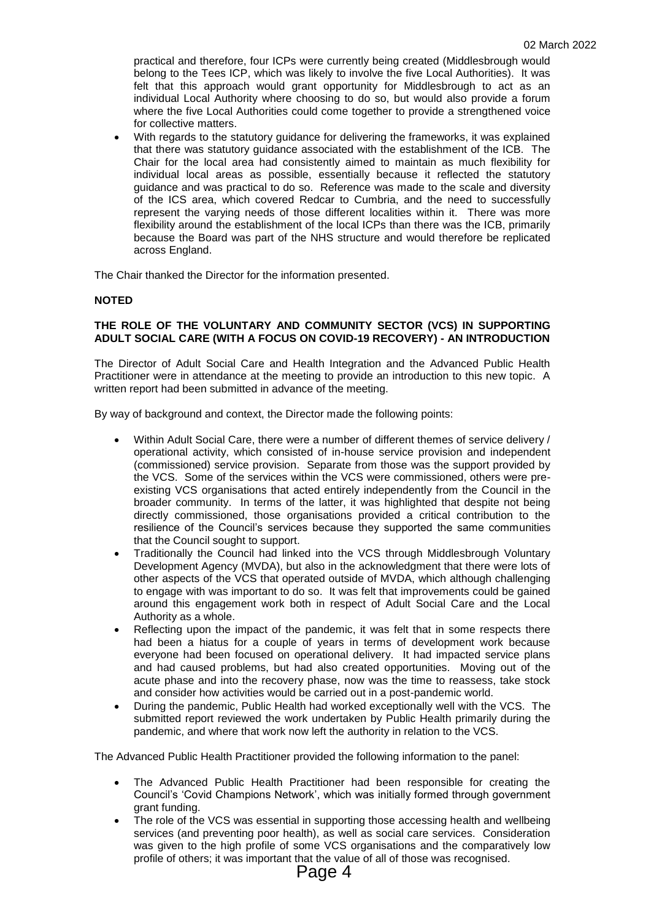practical and therefore, four ICPs were currently being created (Middlesbrough would belong to the Tees ICP, which was likely to involve the five Local Authorities). It was felt that this approach would grant opportunity for Middlesbrough to act as an individual Local Authority where choosing to do so, but would also provide a forum where the five Local Authorities could come together to provide a strengthened voice for collective matters.

- With regards to the statutory guidance for delivering the frameworks, it was explained that there was statutory guidance associated with the establishment of the ICB. The Chair for the local area had consistently aimed to maintain as much flexibility for individual local areas as possible, essentially because it reflected the statutory guidance and was practical to do so. Reference was made to the scale and diversity of the ICS area, which covered Redcar to Cumbria, and the need to successfully represent the varying needs of those different localities within it. There was more flexibility around the establishment of the local ICPs than there was the ICB, primarily because the Board was part of the NHS structure and would therefore be replicated across England.

The Chair thanked the Director for the information presented.

**NOTED**

**THE ROLE OF THE VOLUNTARY AND COMMUNITY SECTOR (VCS) IN SUPPORTING ADULT SOCIAL CARE (WITH A FOCUS ON COVID-19 RECOVERY) - AN INTRODUCTION**

The Director of Adult Social Care and Health Integration and the Advanced Public Health Practitioner were in attendance at the meeting to provide an introduction to this new topic. A written report had been submitted in advance of the meeting.

By way of background and context, the Director made the following points:

- Within Adult Social Care, there were a number of different themes of service delivery / operational activity, which consisted of in-house service provision and independent (commissioned) service provision. Separate from those was the support provided by the VCS. Some of the services within the VCS were commissioned, others were pre-existing VCS organisations that acted entirely independently from the Council in the broader community. In terms of the latter, it was highlighted that despite not being directly commissioned, those organisations provided a critical contribution to the resilience of the Council's services because they supported the same communities that the Council sought to support.
- Traditionally the Council had linked into the VCS through Middlesbrough Voluntary Development Agency (MVDA), but also in the acknowledgment that there were lots of other aspects of the VCS that operated outside of MVDA, which although challenging to engage with was important to do so. It was felt that improvements could be gained around this engagement work both in respect of Adult Social Care and the Local Authority as a whole.
- Reflecting upon the impact of the pandemic, it was felt that in some respects there had been a hiatus for a couple of years in terms of development work because everyone had been focused on operational delivery. It had impacted service plans and had caused problems, but had also created opportunities. Moving out of the acute phase and into the recovery phase, now was the time to reassess, take stock and consider how activities would be carried out in a post-pandemic world.
- During the pandemic, Public Health had worked exceptionally well with the VCS. The submitted report reviewed the work undertaken by Public Health primarily during the pandemic, and where that work now left the authority in relation to the VCS.

The Advanced Public Health Practitioner provided the following information to the panel:

- The Advanced Public Health Practitioner had been responsible for creating the Council's 'Covid Champions Network', which was initially formed through government grant funding.
- The role of the VCS was essential in supporting those accessing health and wellbeing services (and preventing poor health), as well as social care services. Consideration was given to the high profile of some VCS organisations and the comparatively low profile of others; it was important that the value of all of those was recognised.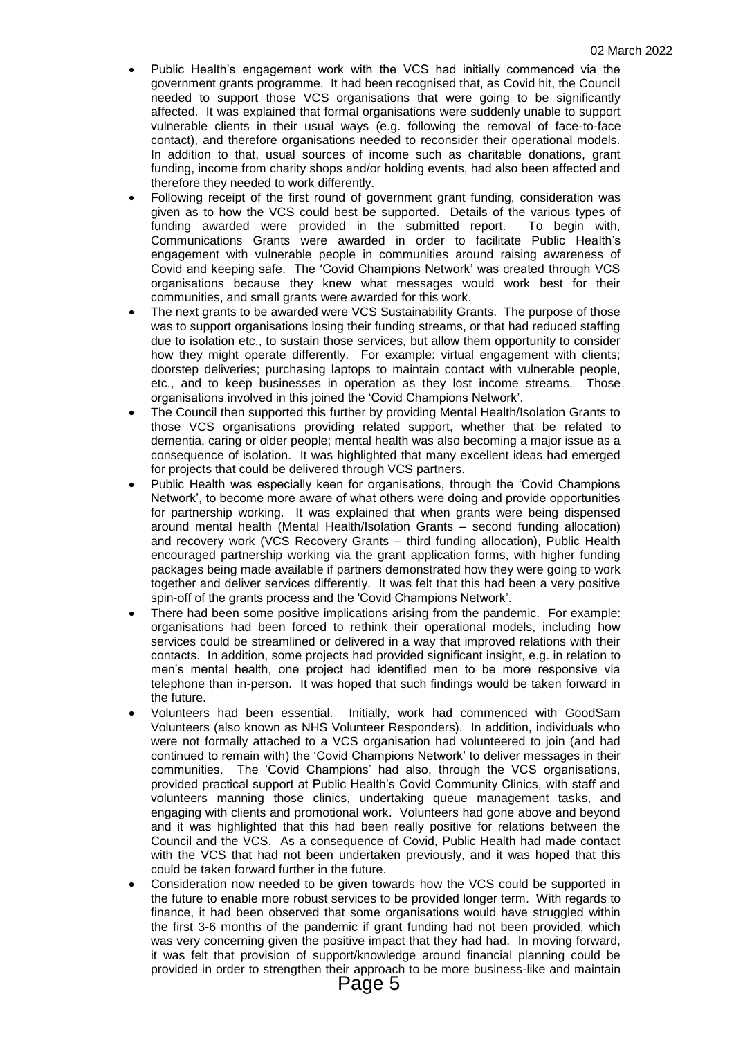- Public Health's engagement work with the VCS had initially commenced via the government grants programme. It had been recognised that, as Covid hit, the Council needed to support those VCS organisations that were going to be significantly affected. It was explained that formal organisations were suddenly unable to support vulnerable clients in their usual ways (e.g. following the removal of face-to-face contact), and therefore organisations needed to reconsider their operational models. In addition to that, usual sources of income such as charitable donations, grant funding, income from charity shops and/or holding events, had also been affected and therefore they needed to work differently.
- Following receipt of the first round of government grant funding, consideration was given as to how the VCS could best be supported. Details of the various types of funding awarded were provided in the submitted report. To begin with, Communications Grants were awarded in order to facilitate Public Health's engagement with vulnerable people in communities around raising awareness of Covid and keeping safe. The 'Covid Champions Network' was created through VCS organisations because they knew what messages would work best for their communities, and small grants were awarded for this work.
- The next grants to be awarded were VCS Sustainability Grants. The purpose of those was to support organisations losing their funding streams, or that had reduced staffing due to isolation etc., to sustain those services, but allow them opportunity to consider how they might operate differently. For example: virtual engagement with clients; doorstep deliveries; purchasing laptops to maintain contact with vulnerable people, etc., and to keep businesses in operation as they lost income streams. Those organisations involved in this joined the 'Covid Champions Network'.
- The Council then supported this further by providing Mental Health/Isolation Grants to those VCS organisations providing related support, whether that be related to dementia, caring or older people; mental health was also becoming a major issue as a consequence of isolation. It was highlighted that many excellent ideas had emerged for projects that could be delivered through VCS partners.
- Public Health was especially keen for organisations, through the 'Covid Champions Network', to become more aware of what others were doing and provide opportunities for partnership working. It was explained that when grants were being dispensed around mental health (Mental Health/Isolation Grants – second funding allocation) and recovery work (VCS Recovery Grants – third funding allocation), Public Health encouraged partnership working via the grant application forms, with higher funding packages being made available if partners demonstrated how they were going to work together and deliver services differently. It was felt that this had been a very positive spin-off of the grants process and the 'Covid Champions Network'.
- There had been some positive implications arising from the pandemic. For example: organisations had been forced to rethink their operational models, including how services could be streamlined or delivered in a way that improved relations with their contacts. In addition, some projects had provided significant insight, e.g. in relation to men's mental health, one project had identified men to be more responsive via telephone than in-person. It was hoped that such findings would be taken forward in the future.
- Volunteers had been essential. Initially, work had commenced with GoodSam Volunteers (also known as NHS Volunteer Responders). In addition, individuals who were not formally attached to a VCS organisation had volunteered to join (and had continued to remain with) the 'Covid Champions Network' to deliver messages in their communities. The 'Covid Champions' had also, through the VCS organisations, provided practical support at Public Health's Covid Community Clinics, with staff and volunteers manning those clinics, undertaking queue management tasks, and engaging with clients and promotional work. Volunteers had gone above and beyond and it was highlighted that this had been really positive for relations between the Council and the VCS. As a consequence of Covid, Public Health had made contact with the VCS that had not been undertaken previously, and it was hoped that this could be taken forward further in the future.
- Consideration now needed to be given towards how the VCS could be supported in the future to enable more robust services to be provided longer term. With regards to finance, it had been observed that some organisations would have struggled within the first 3-6 months of the pandemic if grant funding had not been provided, which was very concerning given the positive impact that they had had. In moving forward, it was felt that provision of support/knowledge around financial planning could be provided in order to strengthen their approach to be more business-like and maintain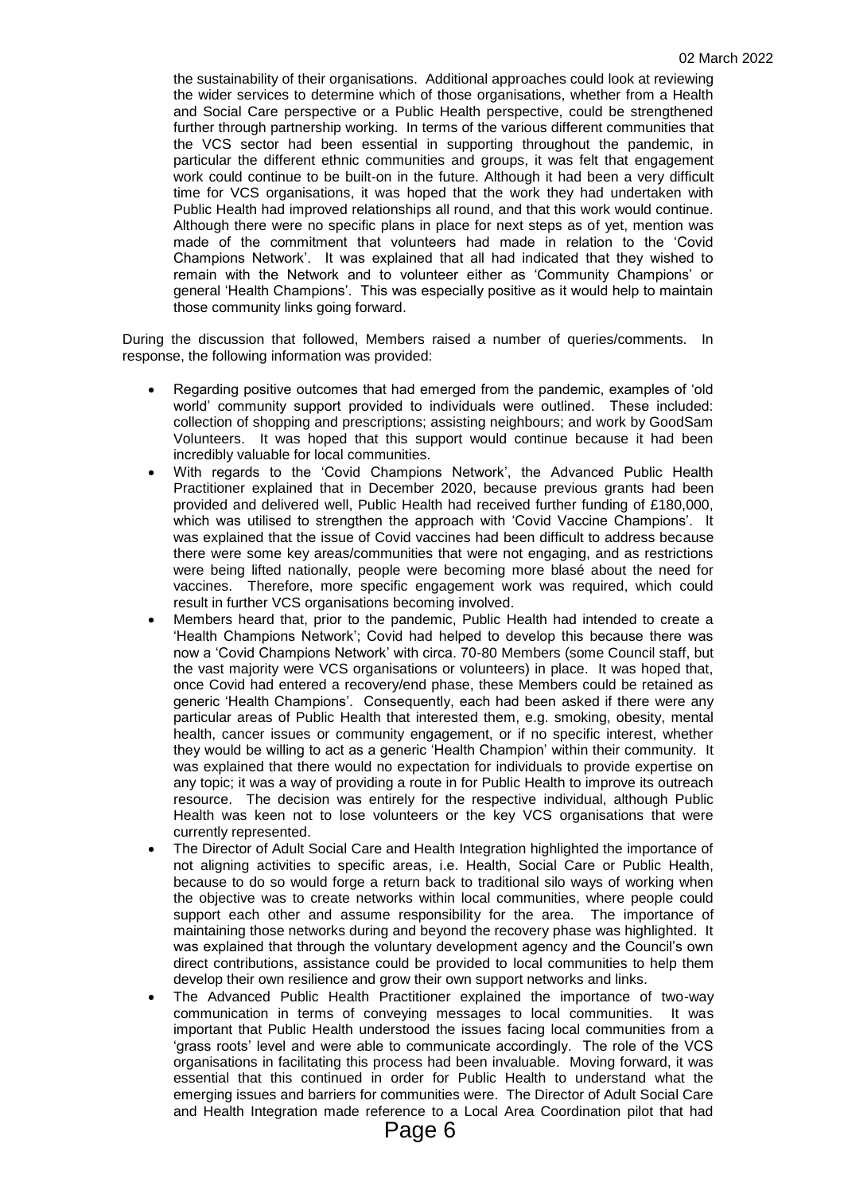the sustainability of their organisations. Additional approaches could look at reviewing the wider services to determine which of those organisations, whether from a Health and Social Care perspective or a Public Health perspective, could be strengthened further through partnership working. In terms of the various different communities that the VCS sector had been essential in supporting throughout the pandemic, in particular the different ethnic communities and groups, it was felt that engagement work could continue to be built-on in the future. Although it had been a very difficult time for VCS organisations, it was hoped that the work they had undertaken with Public Health had improved relationships all round, and that this work would continue. Although there were no specific plans in place for next steps as of yet, mention was made of the commitment that volunteers had made in relation to the 'Covid Champions Network'. It was explained that all had indicated that they wished to remain with the Network and to volunteer either as 'Community Champions' or general 'Health Champions'. This was especially positive as it would help to maintain those community links going forward.

During the discussion that followed, Members raised a number of queries/comments. In response, the following information was provided:

- Regarding positive outcomes that had emerged from the pandemic, examples of 'old world' community support provided to individuals were outlined. These included: collection of shopping and prescriptions; assisting neighbours; and work by GoodSam Volunteers. It was hoped that this support would continue because it had been incredibly valuable for local communities.
- With regards to the 'Covid Champions Network', the Advanced Public Health Practitioner explained that in December 2020, because previous grants had been provided and delivered well, Public Health had received further funding of £180,000, which was utilised to strengthen the approach with 'Covid Vaccine Champions'. It was explained that the issue of Covid vaccines had been difficult to address because there were some key areas/communities that were not engaging, and as restrictions were being lifted nationally, people were becoming more blasé about the need for vaccines. Therefore, more specific engagement work was required, which could result in further VCS organisations becoming involved.
- Members heard that, prior to the pandemic, Public Health had intended to create a 'Health Champions Network'; Covid had helped to develop this because there was now a 'Covid Champions Network' with circa. 70-80 Members (some Council staff, but the vast majority were VCS organisations or volunteers) in place. It was hoped that, once Covid had entered a recovery/end phase, these Members could be retained as generic 'Health Champions'. Consequently, each had been asked if there were any particular areas of Public Health that interested them, e.g. smoking, obesity, mental health, cancer issues or community engagement, or if no specific interest, whether they would be willing to act as a generic 'Health Champion' within their community. It was explained that there would no expectation for individuals to provide expertise on any topic; it was a way of providing a route in for Public Health to improve its outreach resource. The decision was entirely for the respective individual, although Public Health was keen not to lose volunteers or the key VCS organisations that were currently represented.
- The Director of Adult Social Care and Health Integration highlighted the importance of not aligning activities to specific areas, i.e. Health, Social Care or Public Health, because to do so would forge a return back to traditional silo ways of working when the objective was to create networks within local communities, where people could support each other and assume responsibility for the area. The importance of maintaining those networks during and beyond the recovery phase was highlighted. It was explained that through the voluntary development agency and the Council's own direct contributions, assistance could be provided to local communities to help them develop their own resilience and grow their own support networks and links.
- The Advanced Public Health Practitioner explained the importance of two-way communication in terms of conveying messages to local communities. It was important that Public Health understood the issues facing local communities from a 'grass roots' level and were able to communicate accordingly. The role of the VCS organisations in facilitating this process had been invaluable. Moving forward, it was essential that this continued in order for Public Health to understand what the emerging issues and barriers for communities were. The Director of Adult Social Care and Health Integration made reference to a Local Area Coordination pilot that had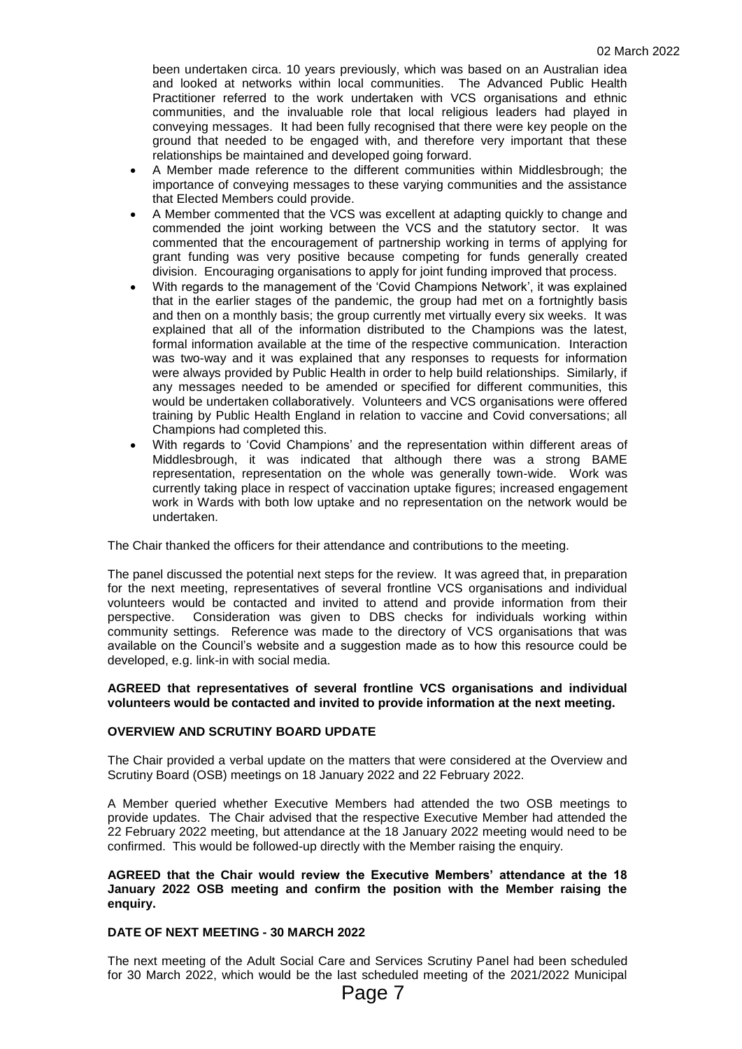been undertaken circa. 10 years previously, which was based on an Australian idea and looked at networks within local communities. The Advanced Public Health Practitioner referred to the work undertaken with VCS organisations and ethnic communities, and the invaluable role that local religious leaders had played in conveying messages. It had been fully recognised that there were key people on the ground that needed to be engaged with, and therefore very important that these relationships be maintained and developed going forward.

- A Member made reference to the different communities within Middlesbrough; the importance of conveying messages to these varying communities and the assistance that Elected Members could provide.
- A Member commented that the VCS was excellent at adapting quickly to change and commended the joint working between the VCS and the statutory sector. It was commented that the encouragement of partnership working in terms of applying for grant funding was very positive because competing for funds generally created division. Encouraging organisations to apply for joint funding improved that process.
- With regards to the management of the 'Covid Champions Network', it was explained that in the earlier stages of the pandemic, the group had met on a fortnightly basis and then on a monthly basis; the group currently met virtually every six weeks. It was explained that all of the information distributed to the Champions was the latest, formal information available at the time of the respective communication. Interaction was two-way and it was explained that any responses to requests for information were always provided by Public Health in order to help build relationships. Similarly, if any messages needed to be amended or specified for different communities, this would be undertaken collaboratively. Volunteers and VCS organisations were offered training by Public Health England in relation to vaccine and Covid conversations; all Champions had completed this.
- With regards to 'Covid Champions' and the representation within different areas of Middlesbrough, it was indicated that although there was a strong BAME representation, representation on the whole was generally town-wide. Work was currently taking place in respect of vaccination uptake figures; increased engagement work in Wards with both low uptake and no representation on the network would be undertaken.

The Chair thanked the officers for their attendance and contributions to the meeting.

The panel discussed the potential next steps for the review. It was agreed that, in preparation for the next meeting, representatives of several frontline VCS organisations and individual volunteers would be contacted and invited to attend and provide information from their perspective. Consideration was given to DBS checks for individuals working within community settings. Reference was made to the directory of VCS organisations that was available on the Council's website and a suggestion made as to how this resource could be developed, e.g. link-in with social media.

**AGREED that representatives of several frontline VCS organisations and individual volunteers would be contacted and invited to provide information at the next meeting.**

## OVERVIEW AND SCRUTINY BOARD UPDATE

The Chair provided a verbal update on the matters that were considered at the Overview and Scrutiny Board (OSB) meetings on 18 January 2022 and 22 February 2022.

A Member queried whether Executive Members had attended the two OSB meetings to provide updates. The Chair advised that the respective Executive Member had attended the 22 February 2022 meeting, but attendance at the 18 January 2022 meeting would need to be confirmed. This would be followed-up directly with the Member raising the enquiry.

**AGREED that the Chair would review the Executive Members' attendance at the 18 January 2022 OSB meeting and confirm the position with the Member raising the enquiry.**

## DATE OF NEXT MEETING - 30 MARCH 2022

The next meeting of the Adult Social Care and Services Scrutiny Panel had been scheduled for 30 March 2022, which would be the last scheduled meeting of the 2021/2022 Municipal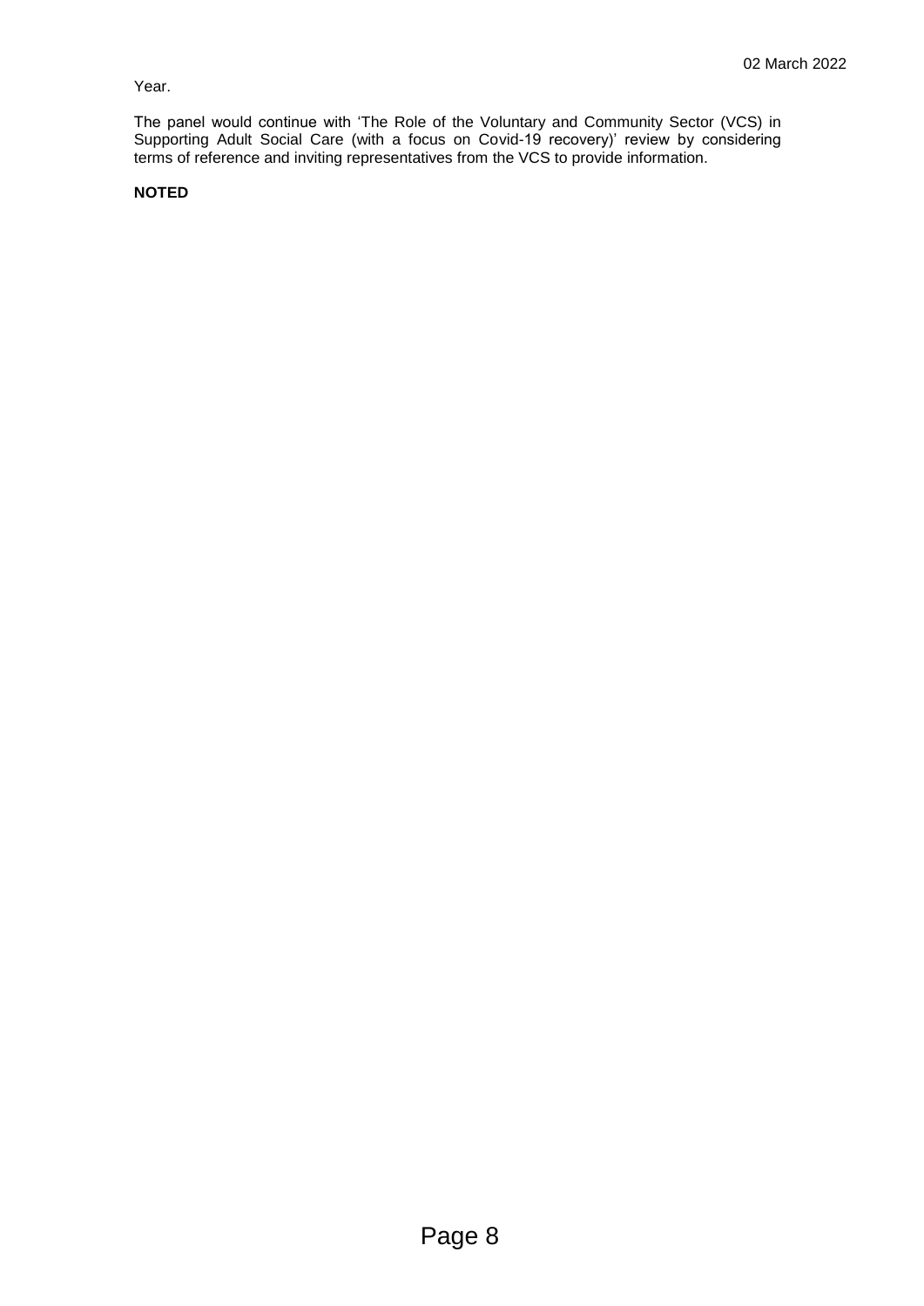Year.

The panel would continue with 'The Role of the Voluntary and Community Sector (VCS) in Supporting Adult Social Care (with a focus on Covid-19 recovery)' review by considering terms of reference and inviting representatives from the VCS to provide information.

**NOTED**